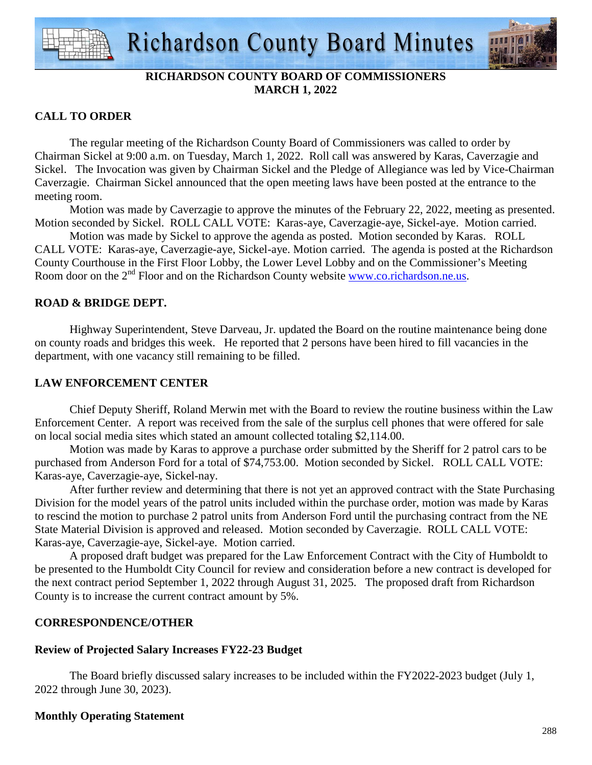# Richardson County Board Minutes

**RICHARDSON COUNTY BOARD OF COMMISSIONERS**
**MARCH 1, 2022**

## CALL TO ORDER

The regular meeting of the Richardson County Board of Commissioners was called to order by Chairman Sickel at 9:00 a.m. on Tuesday, March 1, 2022. Roll call was answered by Karas, Caverzagie and Sickel. The Invocation was given by Chairman Sickel and the Pledge of Allegiance was led by Vice-Chairman Caverzagie. Chairman Sickel announced that the open meeting laws have been posted at the entrance to the meeting room.

Motion was made by Caverzagie to approve the minutes of the February 22, 2022, meeting as presented. Motion seconded by Sickel. ROLL CALL VOTE: Karas-aye, Caverzagie-aye, Sickel-aye. Motion carried.

Motion was made by Sickel to approve the agenda as posted. Motion seconded by Karas. ROLL CALL VOTE: Karas-aye, Caverzagie-aye, Sickel-aye. Motion carried. The agenda is posted at the Richardson County Courthouse in the First Floor Lobby, the Lower Level Lobby and on the Commissioner's Meeting Room door on the 2nd Floor and on the Richardson County website www.co.richardson.ne.us.

## ROAD & BRIDGE DEPT.

Highway Superintendent, Steve Darveau, Jr. updated the Board on the routine maintenance being done on county roads and bridges this week. He reported that 2 persons have been hired to fill vacancies in the department, with one vacancy still remaining to be filled.

## LAW ENFORCEMENT CENTER

Chief Deputy Sheriff, Roland Merwin met with the Board to review the routine business within the Law Enforcement Center. A report was received from the sale of the surplus cell phones that were offered for sale on local social media sites which stated an amount collected totaling $2,114.00.

Motion was made by Karas to approve a purchase order submitted by the Sheriff for 2 patrol cars to be purchased from Anderson Ford for a total of $74,753.00. Motion seconded by Sickel. ROLL CALL VOTE: Karas-aye, Caverzagie-aye, Sickel-nay.

After further review and determining that there is not yet an approved contract with the State Purchasing Division for the model years of the patrol units included within the purchase order, motion was made by Karas to rescind the motion to purchase 2 patrol units from Anderson Ford until the purchasing contract from the NE State Material Division is approved and released. Motion seconded by Caverzagie. ROLL CALL VOTE: Karas-aye, Caverzagie-aye, Sickel-aye. Motion carried.

A proposed draft budget was prepared for the Law Enforcement Contract with the City of Humboldt to be presented to the Humboldt City Council for review and consideration before a new contract is developed for the next contract period September 1, 2022 through August 31, 2025. The proposed draft from Richardson County is to increase the current contract amount by 5%.

## CORRESPONDENCE/OTHER

### Review of Projected Salary Increases FY22-23 Budget

The Board briefly discussed salary increases to be included within the FY2022-2023 budget (July 1, 2022 through June 30, 2023).

### Monthly Operating Statement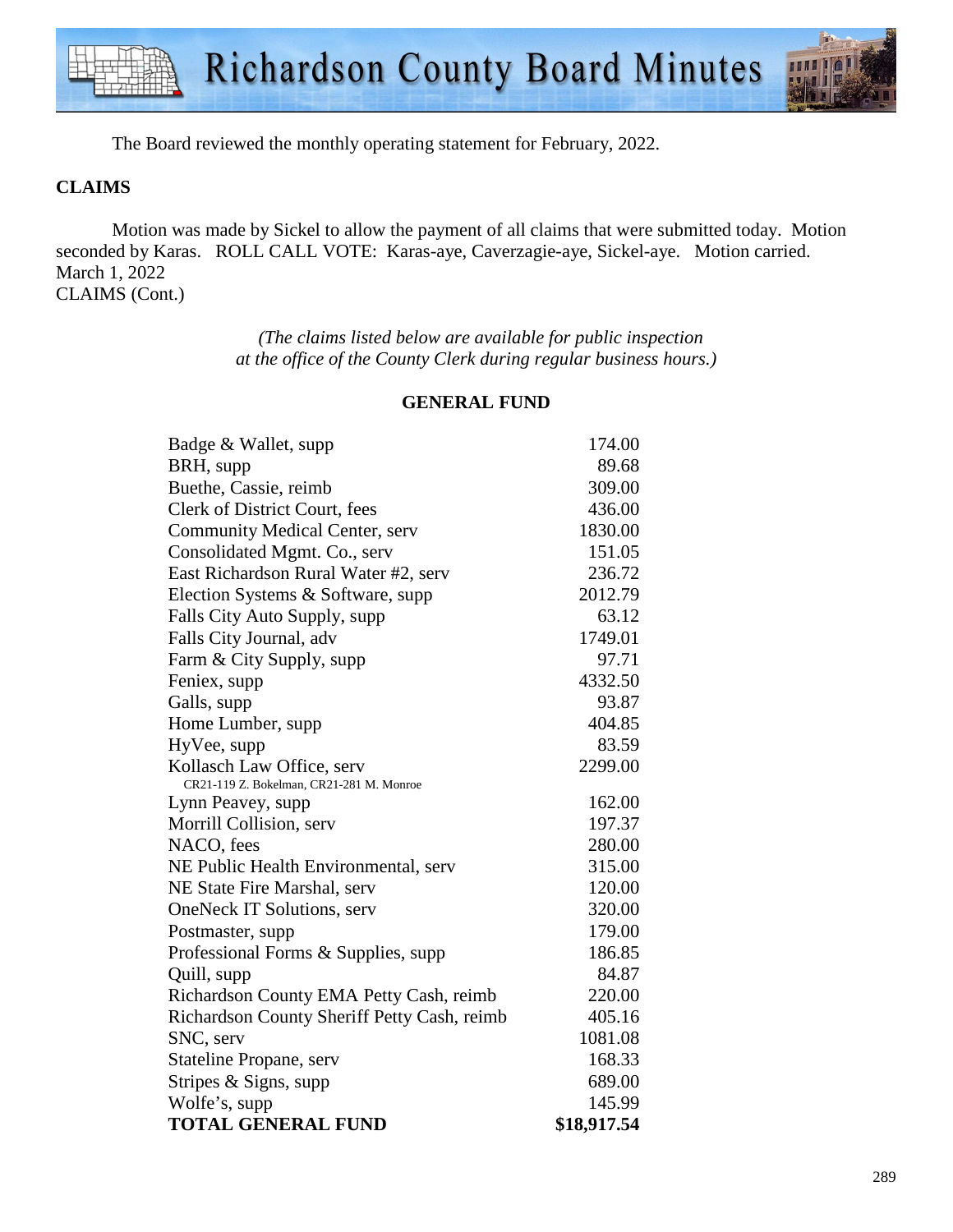The Board reviewed the monthly operating statement for February, 2022.

**CLAIMS**

Motion was made by Sickel to allow the payment of all claims that were submitted today. Motion seconded by Karas. ROLL CALL VOTE: Karas-aye, Caverzagie-aye, Sickel-aye. Motion carried.
March 1, 2022
CLAIMS (Cont.)

*(The claims listed below are available for public inspection at the office of the County Clerk during regular business hours.)*

**GENERAL FUND**

| | |
|---|---|
| Badge & Wallet, supp | 174.00 |
| BRH, supp | 89.68 |
| Buethe, Cassie, reimb | 309.00 |
| Clerk of District Court, fees | 436.00 |
| Community Medical Center, serv | 1830.00 |
| Consolidated Mgmt. Co., serv | 151.05 |
| East Richardson Rural Water #2, serv | 236.72 |
| Election Systems & Software, supp | 2012.79 |
| Falls City Auto Supply, supp | 63.12 |
| Falls City Journal, adv | 1749.01 |
| Farm & City Supply, supp | 97.71 |
| Feniex, supp | 4332.50 |
| Galls, supp | 93.87 |
| Home Lumber, supp | 404.85 |
| HyVee, supp | 83.59 |
| Kollasch Law Office, serv<br>CR21-119 Z. Bokelman, CR21-281 M. Monroe | 2299.00 |
| Lynn Peavey, supp | 162.00 |
| Morrill Collision, serv | 197.37 |
| NACO, fees | 280.00 |
| NE Public Health Environmental, serv | 315.00 |
| NE State Fire Marshal, serv | 120.00 |
| OneNeck IT Solutions, serv | 320.00 |
| Postmaster, supp | 179.00 |
| Professional Forms & Supplies, supp | 186.85 |
| Quill, supp | 84.87 |
| Richardson County EMA Petty Cash, reimb | 220.00 |
| Richardson County Sheriff Petty Cash, reimb | 405.16 |
| SNC, serv | 1081.08 |
| Stateline Propane, serv | 168.33 |
| Stripes & Signs, supp | 689.00 |
| Wolfe's, supp | 145.99 |
| **TOTAL GENERAL FUND** | **$18,917.54** |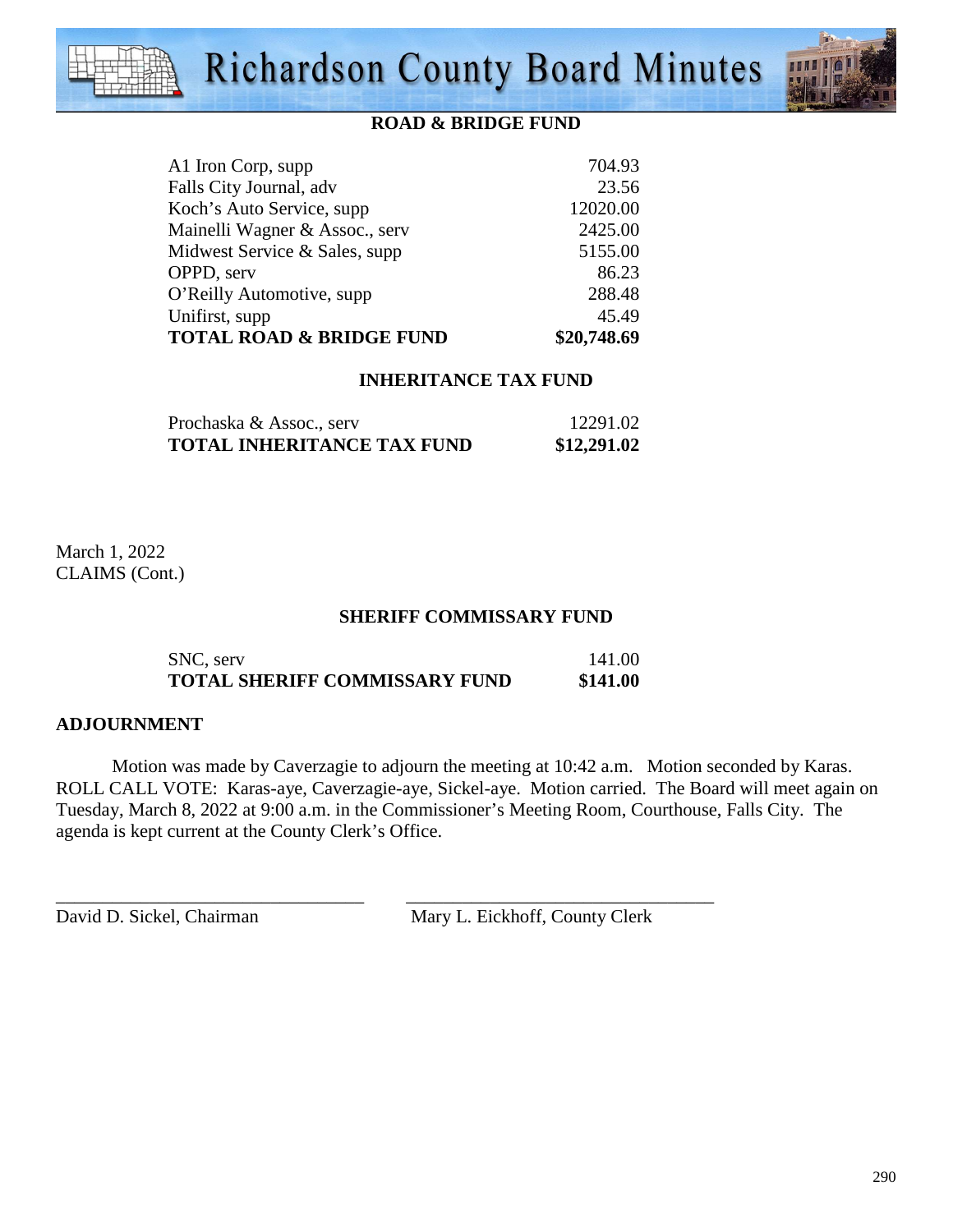**ROAD & BRIDGE FUND**

| | |
|---|---|
| A1 Iron Corp, supp | 704.93 |
| Falls City Journal, adv | 23.56 |
| Koch's Auto Service, supp | 12020.00 |
| Mainelli Wagner & Assoc., serv | 2425.00 |
| Midwest Service & Sales, supp | 5155.00 |
| OPPD, serv | 86.23 |
| O'Reilly Automotive, supp | 288.48 |
| Unifirst, supp | 45.49 |
| **TOTAL ROAD & BRIDGE FUND** | **$20,748.69** |

**INHERITANCE TAX FUND**

| | |
|---|---|
| Prochaska & Assoc., serv | 12291.02 |
| **TOTAL INHERITANCE TAX FUND** | **$12,291.02** |

March 1, 2022
CLAIMS (Cont.)

**SHERIFF COMMISSARY FUND**

| | |
|---|---|
| SNC, serv | 141.00 |
| **TOTAL SHERIFF COMMISSARY FUND** | **$141.00** |

**ADJOURNMENT**

Motion was made by Caverzagie to adjourn the meeting at 10:42 a.m. Motion seconded by Karas. ROLL CALL VOTE: Karas-aye, Caverzagie-aye, Sickel-aye. Motion carried. The Board will meet again on Tuesday, March 8, 2022 at 9:00 a.m. in the Commissioner's Meeting Room, Courthouse, Falls City. The agenda is kept current at the County Clerk's Office.

\_\_\_\_\_\_\_\_\_\_\_\_\_\_\_\_\_\_\_\_\_\_\_\_\_\_\_\_\_\_\_\_ \_\_\_\_\_\_\_\_\_\_\_\_\_\_\_\_\_\_\_\_\_\_\_\_\_\_\_\_\_\_\_\_

David D. Sickel, Chairman Mary L. Eickhoff, County Clerk